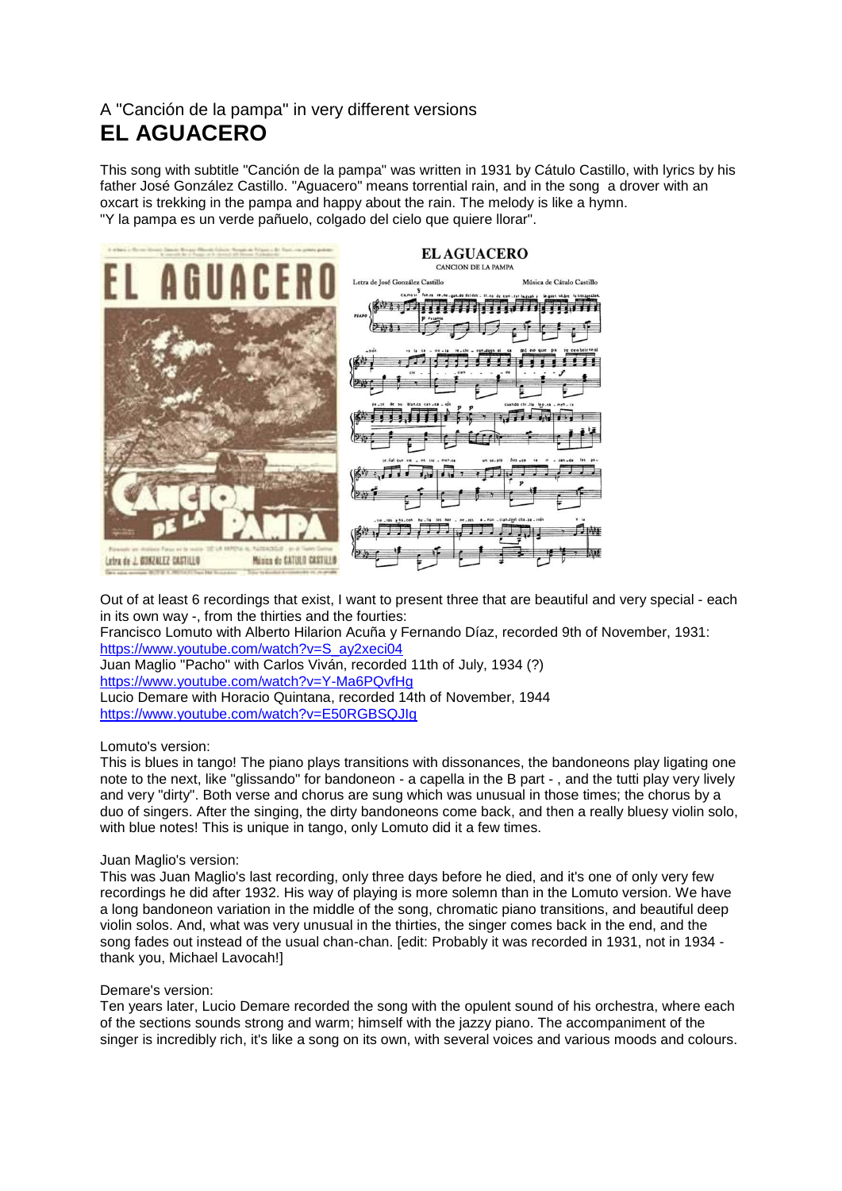A "Canción de la pampa" in very different versions

# EL AGUACERO

This song with subtitle "Canción de la pampa" was written in 1931 by Cátulo Castillo, with lyrics by his father José González Castillo. "Aguacero" means torrential rain, and in the song a drover with an oxcart is trekking in the pampa and happy about the rain. The melody is like a hymn.
"Y la pampa es un verde pañuelo, colgado del cielo que quiere llorar".

Out of at least 6 recordings that exist, I want to present three that are beautiful and very special - each in its own way -, from the thirties and the fourties:
Francisco Lomuto with Alberto Hilarion Acuña y Fernando Díaz, recorded 9th of November, 1931:
https://www.youtube.com/watch?v=S_ay2xeci04
Juan Maglio "Pacho" with Carlos Viván, recorded 11th of July, 1934 (?)
https://www.youtube.com/watch?v=Y-Ma6PQvfHg
Lucio Demare with Horacio Quintana, recorded 14th of November, 1944
https://www.youtube.com/watch?v=E50RGBSQJIg

Lomuto's version:
This is blues in tango! The piano plays transitions with dissonances, the bandoneons play ligating one note to the next, like "glissando" for bandoneon - a capella in the B part - , and the tutti play very lively and very "dirty". Both verse and chorus are sung which was unusual in those times; the chorus by a duo of singers. After the singing, the dirty bandoneons come back, and then a really bluesy violin solo, with blue notes! This is unique in tango, only Lomuto did it a few times.

Juan Maglio's version:
This was Juan Maglio's last recording, only three days before he died, and it's one of only very few recordings he did after 1932. His way of playing is more solemn than in the Lomuto version. We have a long bandoneon variation in the middle of the song, chromatic piano transitions, and beautiful deep violin solos. And, what was very unusual in the thirties, the singer comes back in the end, and the song fades out instead of the usual chan-chan. [edit: Probably it was recorded in 1931, not in 1934 - thank you, Michael Lavocah!]

Demare's version:
Ten years later, Lucio Demare recorded the song with the opulent sound of his orchestra, where each of the sections sounds strong and warm; himself with the jazzy piano. The accompaniment of the singer is incredibly rich, it's like a song on its own, with several voices and various moods and colours.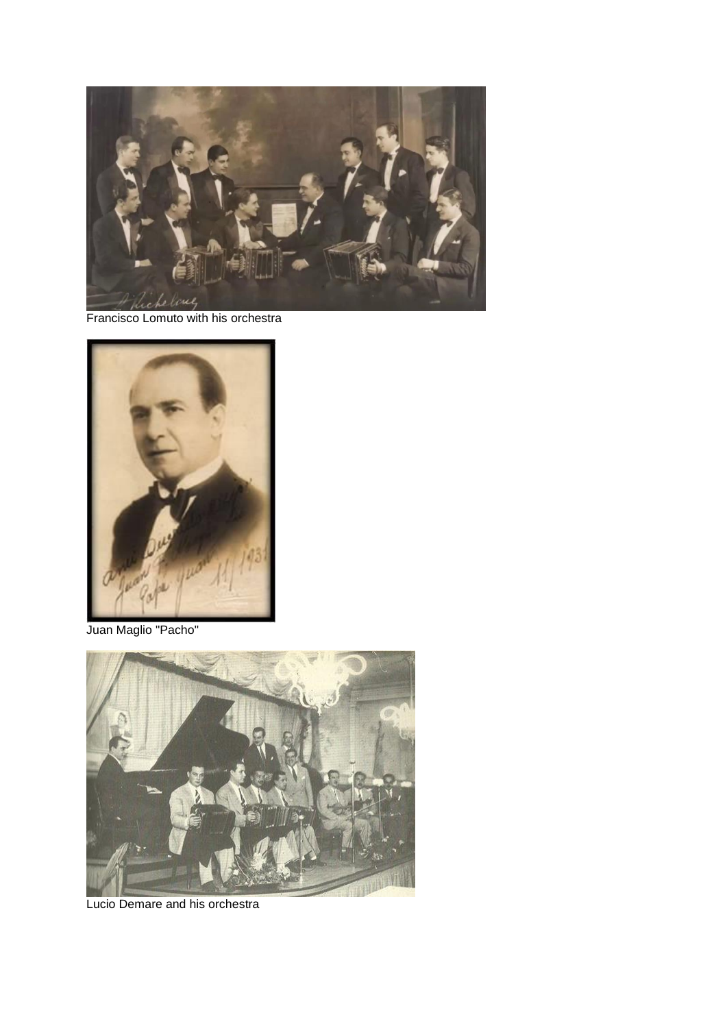Francisco Lomuto with his orchestra

Juan Maglio "Pacho"

Lucio Demare and his orchestra